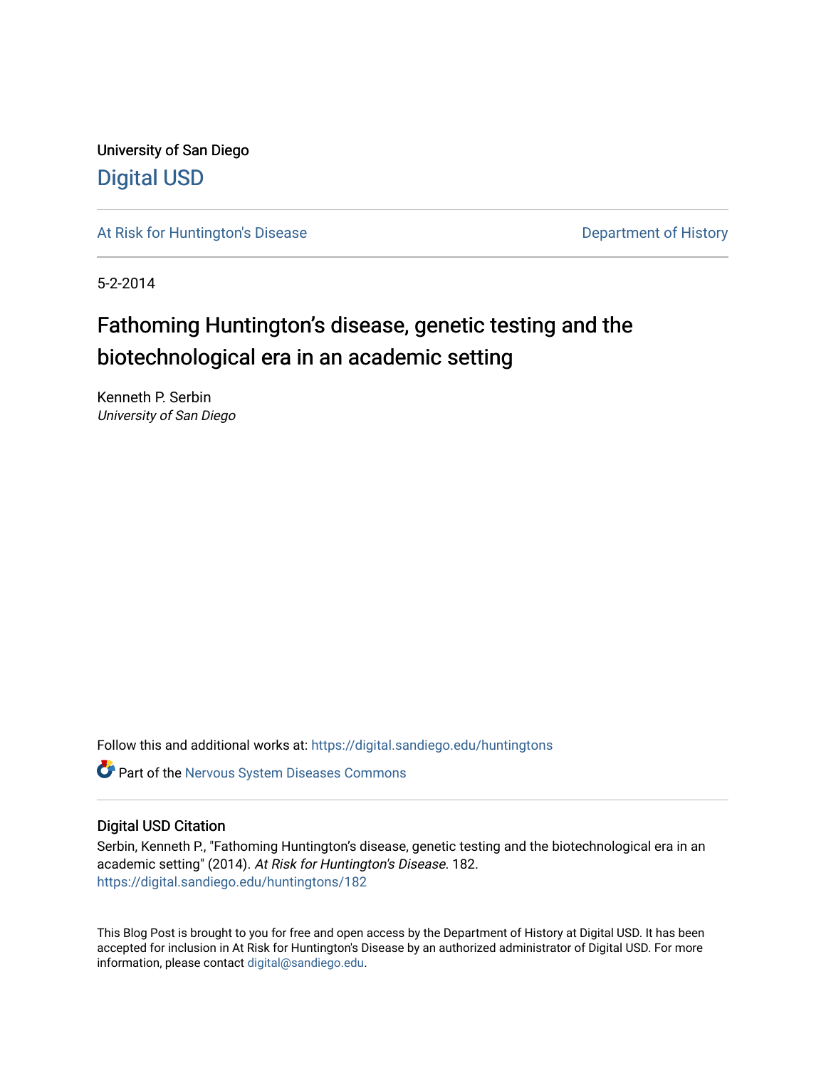University of San Diego

# Digital USD

At Risk for Huntington's Disease — Department of History

5-2-2014

## Fathoming Huntington's disease, genetic testing and the biotechnological era in an academic setting

Kenneth P. Serbin
*University of San Diego*

Follow this and additional works at: https://digital.sandiego.edu/huntingtons

Part of the Nervous System Diseases Commons

### Digital USD Citation

Serbin, Kenneth P., "Fathoming Huntington's disease, genetic testing and the biotechnological era in an academic setting" (2014). *At Risk for Huntington's Disease*. 182.
https://digital.sandiego.edu/huntingtons/182

This Blog Post is brought to you for free and open access by the Department of History at Digital USD. It has been accepted for inclusion in At Risk for Huntington's Disease by an authorized administrator of Digital USD. For more information, please contact digital@sandiego.edu.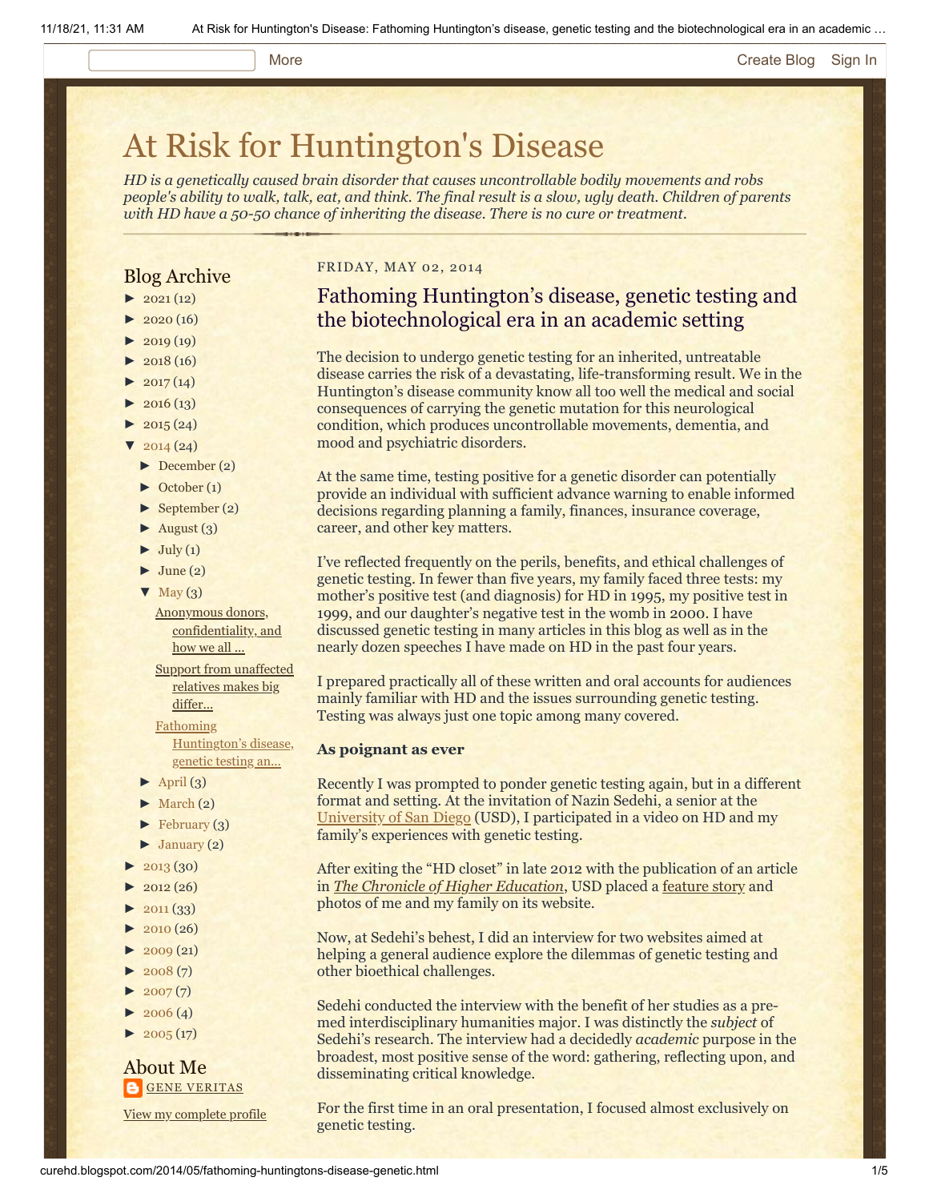# At Risk for Huntington's Disease

*HD is a genetically caused brain disorder that causes uncontrollable bodily movements and robs people's ability to walk, talk, eat, and think. The final result is a slow, ugly death. Children of parents with HD have a 50-50 chance of inheriting the disease. There is no cure or treatment.*

## Blog Archive

- ► 2021 (12)
- ► 2020 (16)
- ► 2019 (19)
- ► 2018 (16)
- ► 2017 (14)
- ► 2016 (13)
- ► 2015 (24)
- ▼ 2014 (24)
  - ► December (2)
  - ► October (1)
  - ► September (2)
  - ► August (3)
  - ► July (1)
  - ► June (2)
  - ▼ May (3)
    - Anonymous donors, confidentiality, and how we all ...
    - Support from unaffected relatives makes big differ...
    - Fathoming Huntington's disease, genetic testing an...
  - ► April (3)
  - ► March (2)
  - ► February (3)
  - ► January (2)
- ► 2013 (30)
- ► 2012 (26)
- ► 2011 (33)
- ► 2010 (26)
- ► 2009 (21)
- ► 2008 (7)
- ► 2007 (7)
- ► 2006 (4)
- ► 2005 (17)

## About Me

GENE VERITAS

View my complete profile

FRIDAY, MAY 02, 2014

## Fathoming Huntington's disease, genetic testing and the biotechnological era in an academic setting

The decision to undergo genetic testing for an inherited, untreatable disease carries the risk of a devastating, life-transforming result. We in the Huntington's disease community know all too well the medical and social consequences of carrying the genetic mutation for this neurological condition, which produces uncontrollable movements, dementia, and mood and psychiatric disorders.

At the same time, testing positive for a genetic disorder can potentially provide an individual with sufficient advance warning to enable informed decisions regarding planning a family, finances, insurance coverage, career, and other key matters.

I've reflected frequently on the perils, benefits, and ethical challenges of genetic testing. In fewer than five years, my family faced three tests: my mother's positive test (and diagnosis) for HD in 1995, my positive test in 1999, and our daughter's negative test in the womb in 2000. I have discussed genetic testing in many articles in this blog as well as in the nearly dozen speeches I have made on HD in the past four years.

I prepared practically all of these written and oral accounts for audiences mainly familiar with HD and the issues surrounding genetic testing. Testing was always just one topic among many covered.

**As poignant as ever**

Recently I was prompted to ponder genetic testing again, but in a different format and setting. At the invitation of Nazin Sedehi, a senior at the University of San Diego (USD), I participated in a video on HD and my family's experiences with genetic testing.

After exiting the "HD closet" in late 2012 with the publication of an article in *The Chronicle of Higher Education*, USD placed a feature story and photos of me and my family on its website.

Now, at Sedehi's behest, I did an interview for two websites aimed at helping a general audience explore the dilemmas of genetic testing and other bioethical challenges.

Sedehi conducted the interview with the benefit of her studies as a pre-med interdisciplinary humanities major. I was distinctly the *subject* of Sedehi's research. The interview had a decidedly *academic* purpose in the broadest, most positive sense of the word: gathering, reflecting upon, and disseminating critical knowledge.

For the first time in an oral presentation, I focused almost exclusively on genetic testing.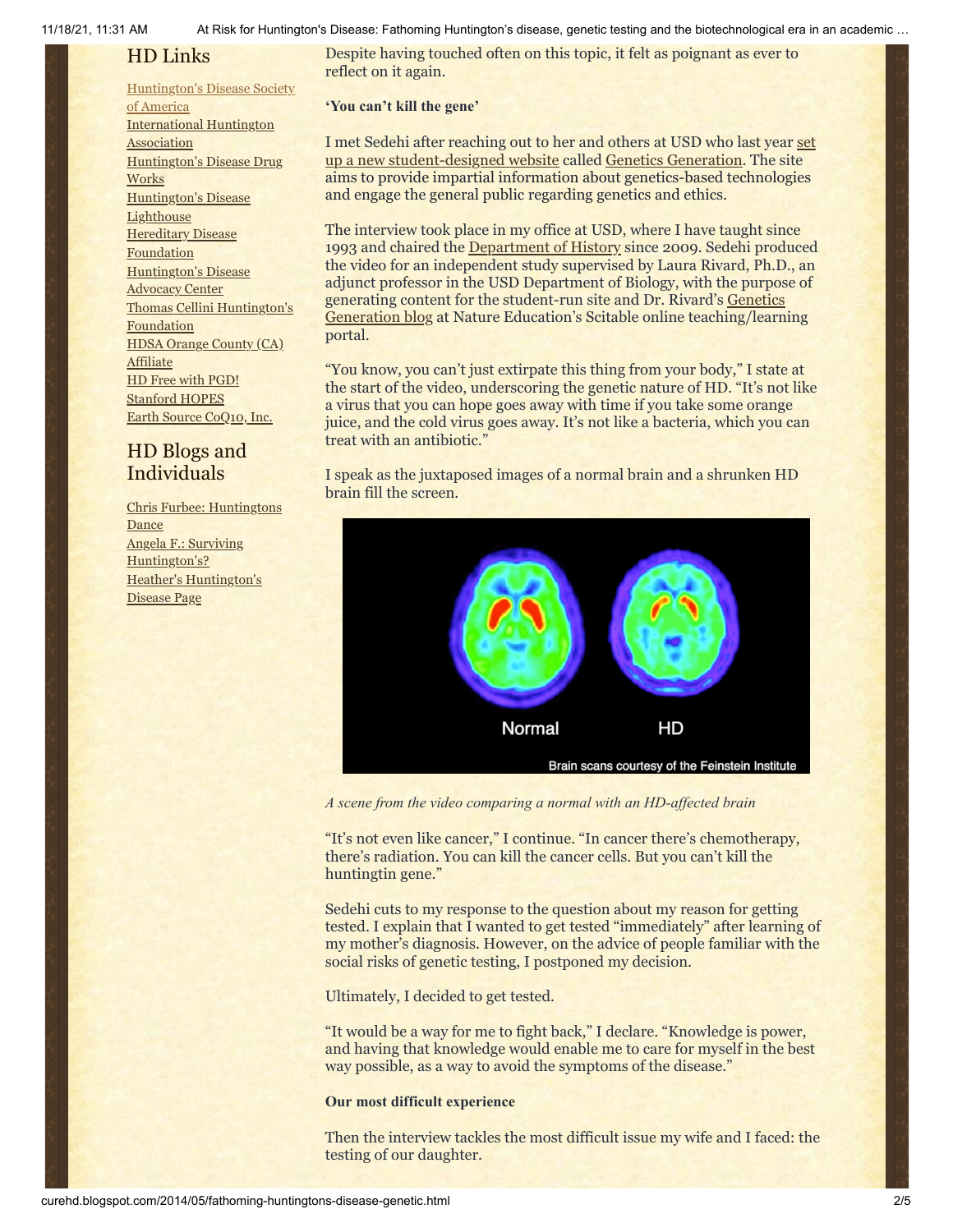## HD Links

[Huntington's Disease Society of America](#)
[International Huntington Association](#)
[Huntington's Disease Drug Works](#)
[Huntington's Disease Lighthouse](#)
[Hereditary Disease Foundation](#)
[Huntington's Disease Advocacy Center](#)
[Thomas Cellini Huntington's Foundation](#)
[HDSA Orange County (CA) Affiliate](#)
[HD Free with PGD!](#)
[Stanford HOPES](#)
[Earth Source CoQ10, Inc.](#)

## HD Blogs and Individuals

[Chris Furbee: Huntingtons Dance](#)
[Angela F.: Surviving Huntington's?](#)
[Heather's Huntington's Disease Page](#)

Despite having touched often on this topic, it felt as poignant as ever to reflect on it again.

**'You can't kill the gene'**

I met Sedehi after reaching out to her and others at USD who last year set up a new student-designed website called Genetics Generation. The site aims to provide impartial information about genetics-based technologies and engage the general public regarding genetics and ethics.

The interview took place in my office at USD, where I have taught since 1993 and chaired the Department of History since 2009. Sedehi produced the video for an independent study supervised by Laura Rivard, Ph.D., an adjunct professor in the USD Department of Biology, with the purpose of generating content for the student-run site and Dr. Rivard's Genetics Generation blog at Nature Education's Scitable online teaching/learning portal.

"You know, you can't just extirpate this thing from your body," I state at the start of the video, underscoring the genetic nature of HD. "It's not like a virus that you can hope goes away with time if you take some orange juice, and the cold virus goes away. It's not like a bacteria, which you can treat with an antibiotic."

I speak as the juxtaposed images of a normal brain and a shrunken HD brain fill the screen.

*A scene from the video comparing a normal with an HD-affected brain*

"It's not even like cancer," I continue. "In cancer there's chemotherapy, there's radiation. You can kill the cancer cells. But you can't kill the huntingtin gene."

Sedehi cuts to my response to the question about my reason for getting tested. I explain that I wanted to get tested "immediately" after learning of my mother's diagnosis. However, on the advice of people familiar with the social risks of genetic testing, I postponed my decision.

Ultimately, I decided to get tested.

"It would be a way for me to fight back," I declare. "Knowledge is power, and having that knowledge would enable me to care for myself in the best way possible, as a way to avoid the symptoms of the disease."

**Our most difficult experience**

Then the interview tackles the most difficult issue my wife and I faced: the testing of our daughter.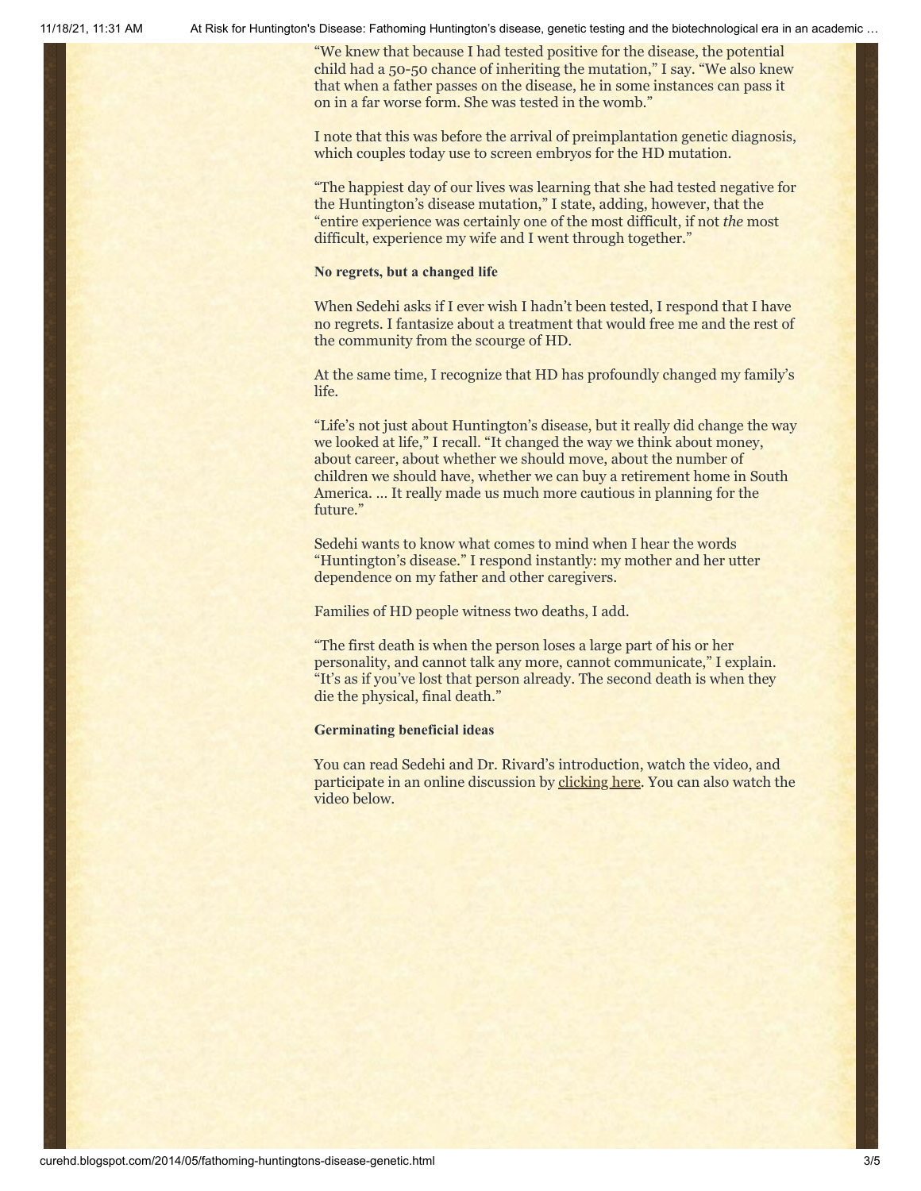"We knew that because I had tested positive for the disease, the potential child had a 50-50 chance of inheriting the mutation," I say. "We also knew that when a father passes on the disease, he in some instances can pass it on in a far worse form. She was tested in the womb."

I note that this was before the arrival of preimplantation genetic diagnosis, which couples today use to screen embryos for the HD mutation.

"The happiest day of our lives was learning that she had tested negative for the Huntington's disease mutation," I state, adding, however, that the "entire experience was certainly one of the most difficult, if not *the* most difficult, experience my wife and I went through together."

**No regrets, but a changed life**

When Sedehi asks if I ever wish I hadn't been tested, I respond that I have no regrets. I fantasize about a treatment that would free me and the rest of the community from the scourge of HD.

At the same time, I recognize that HD has profoundly changed my family's life.

"Life's not just about Huntington's disease, but it really did change the way we looked at life," I recall. "It changed the way we think about money, about career, about whether we should move, about the number of children we should have, whether we can buy a retirement home in South America. … It really made us much more cautious in planning for the future."

Sedehi wants to know what comes to mind when I hear the words "Huntington's disease." I respond instantly: my mother and her utter dependence on my father and other caregivers.

Families of HD people witness two deaths, I add.

"The first death is when the person loses a large part of his or her personality, and cannot talk any more, cannot communicate," I explain. "It's as if you've lost that person already. The second death is when they die the physical, final death."

**Germinating beneficial ideas**

You can read Sedehi and Dr. Rivard's introduction, watch the video, and participate in an online discussion by clicking here. You can also watch the video below.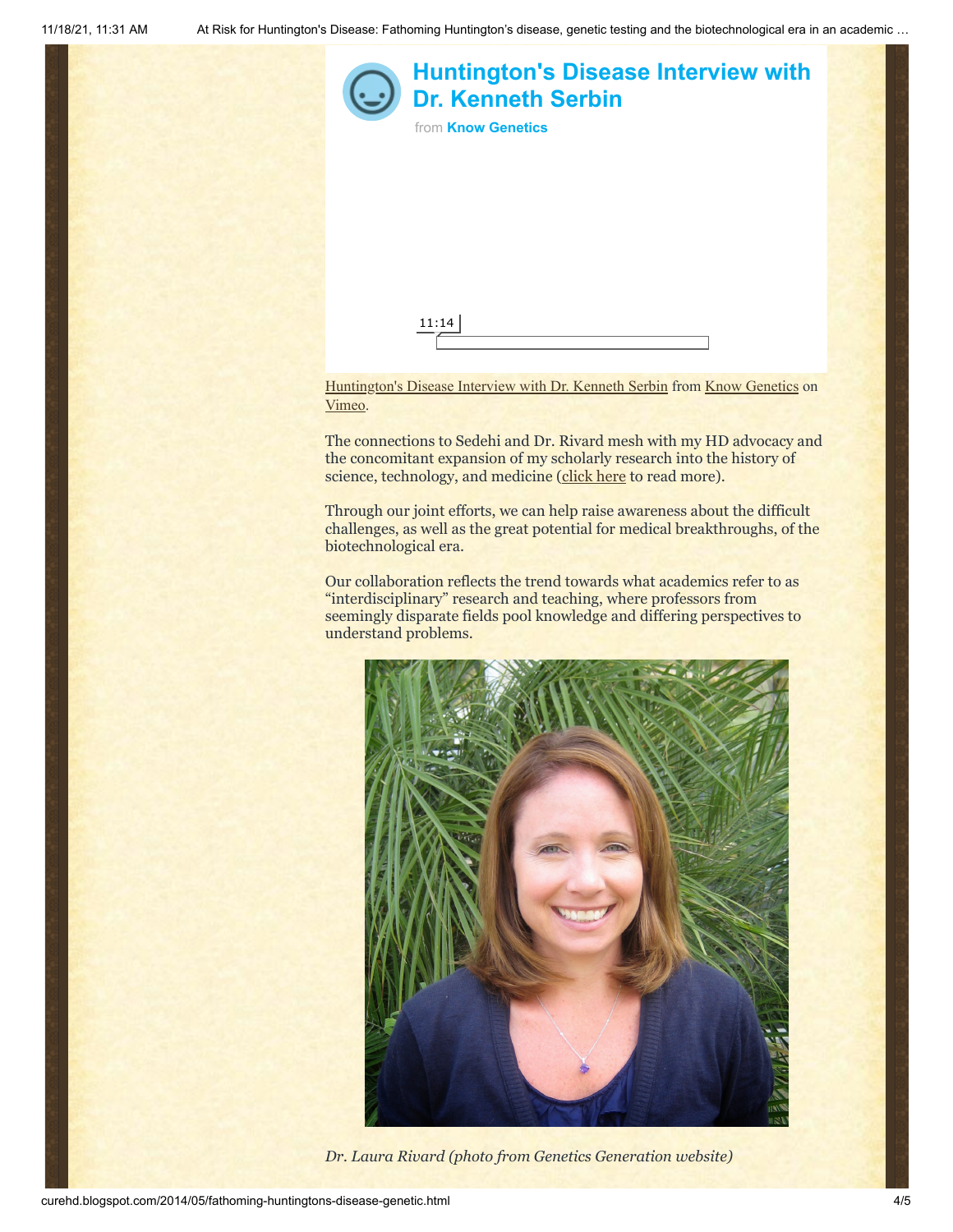**Huntington's Disease Interview with Dr. Kenneth Serbin**

from **Know Genetics**

11:14

Huntington's Disease Interview with Dr. Kenneth Serbin from Know Genetics on Vimeo.

The connections to Sedehi and Dr. Rivard mesh with my HD advocacy and the concomitant expansion of my scholarly research into the history of science, technology, and medicine (click here to read more).

Through our joint efforts, we can help raise awareness about the difficult challenges, as well as the great potential for medical breakthroughs, of the biotechnological era.

Our collaboration reflects the trend towards what academics refer to as "interdisciplinary" research and teaching, where professors from seemingly disparate fields pool knowledge and differing perspectives to understand problems.

*Dr. Laura Rivard (photo from Genetics Generation website)*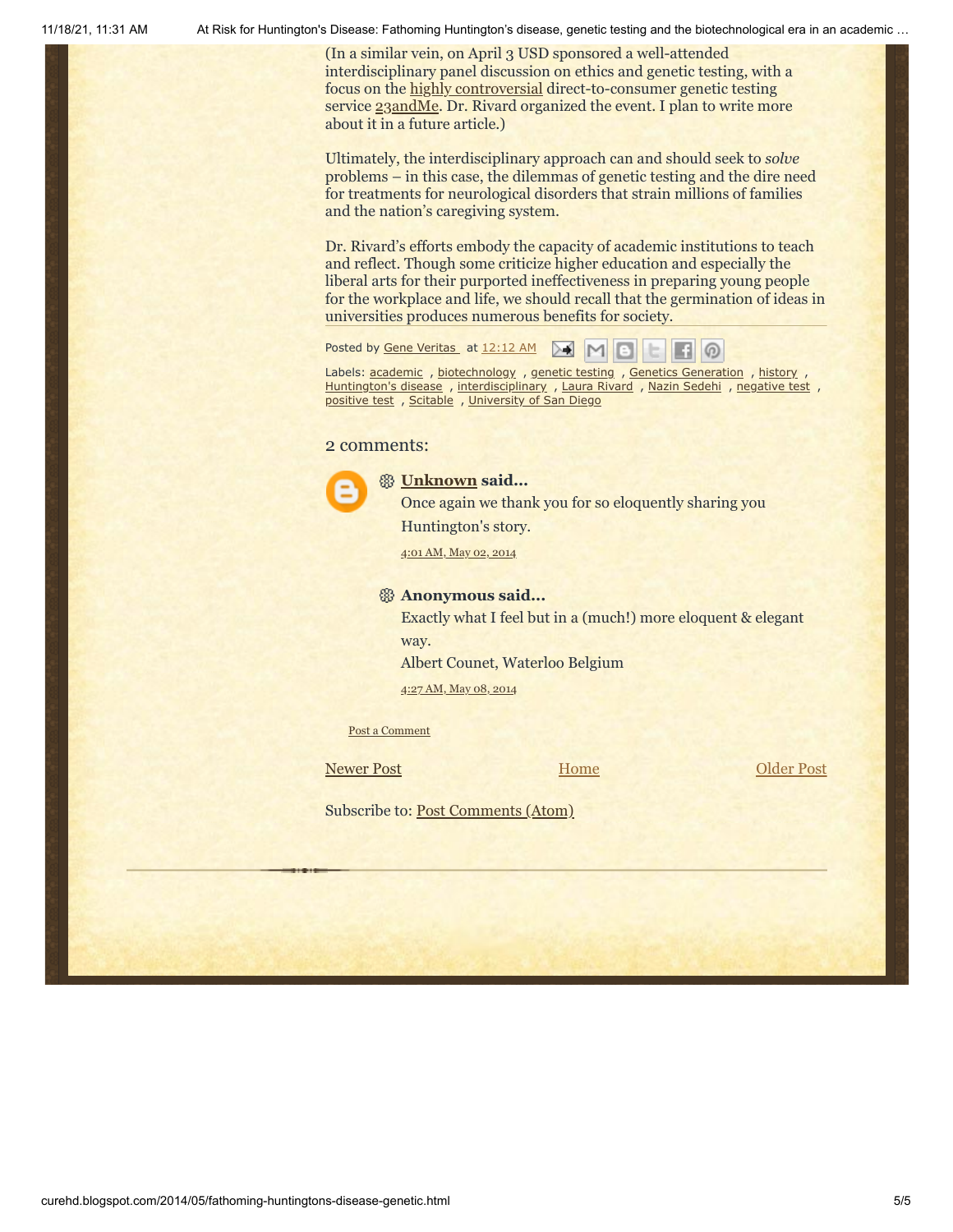(In a similar vein, on April 3 USD sponsored a well-attended interdisciplinary panel discussion on ethics and genetic testing, with a focus on the highly controversial direct-to-consumer genetic testing service 23andMe. Dr. Rivard organized the event. I plan to write more about it in a future article.)

Ultimately, the interdisciplinary approach can and should seek to *solve* problems – in this case, the dilemmas of genetic testing and the dire need for treatments for neurological disorders that strain millions of families and the nation's caregiving system.

Dr. Rivard's efforts embody the capacity of academic institutions to teach and reflect. Though some criticize higher education and especially the liberal arts for their purported ineffectiveness in preparing young people for the workplace and life, we should recall that the germination of ideas in universities produces numerous benefits for society.

Posted by Gene Veritas at 12:12 AM

Labels: academic , biotechnology , genetic testing , Genetics Generation , history , Huntington's disease , interdisciplinary , Laura Rivard , Nazin Sedehi , negative test , positive test , Scitable , University of San Diego

## 2 comments:

**Unknown said...**

Once again we thank you for so eloquently sharing you Huntington's story.

4:01 AM, May 02, 2014

**Anonymous said...**

Exactly what I feel but in a (much!) more eloquent & elegant way.

Albert Counet, Waterloo Belgium

4:27 AM, May 08, 2014

Post a Comment

Newer Post | Home | Older Post

Subscribe to: Post Comments (Atom)